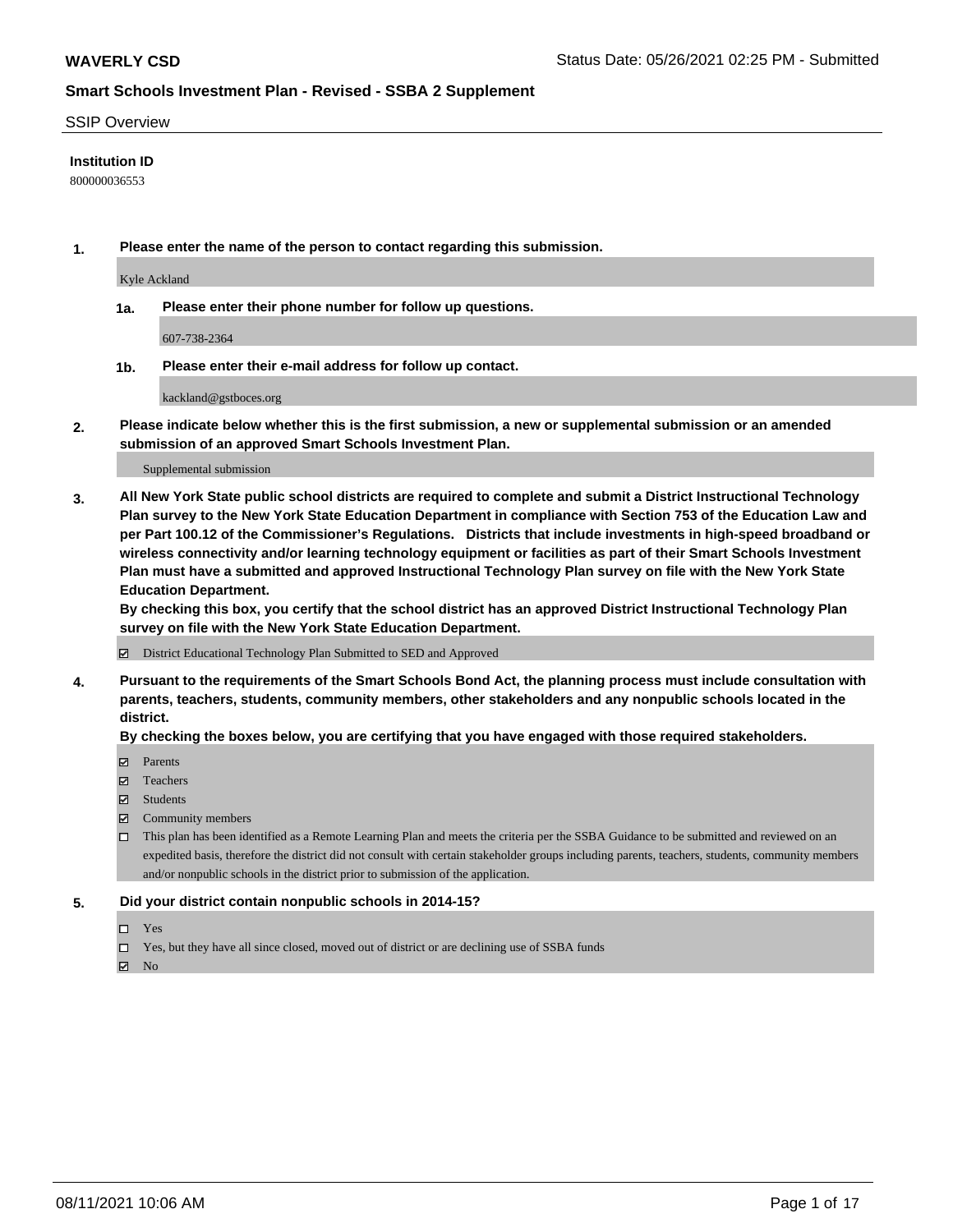**WAVERLY CSD**

Status Date: 05/26/2021 02:25 PM - Submitted

## Smart Schools Investment Plan - Revised - SSBA 2 Supplement

SSIP Overview

**Institution ID**

800000036553

**1. Please enter the name of the person to contact regarding this submission.**

Kyle Ackland

**1a. Please enter their phone number for follow up questions.**

607-738-2364

**1b. Please enter their e-mail address for follow up contact.**

kackland@gstboces.org

**2. Please indicate below whether this is the first submission, a new or supplemental submission or an amended submission of an approved Smart Schools Investment Plan.**

Supplemental submission

**3. All New York State public school districts are required to complete and submit a District Instructional Technology Plan survey to the New York State Education Department in compliance with Section 753 of the Education Law and per Part 100.12 of the Commissioner's Regulations. Districts that include investments in high-speed broadband or wireless connectivity and/or learning technology equipment or facilities as part of their Smart Schools Investment Plan must have a submitted and approved Instructional Technology Plan survey on file with the New York State Education Department.**

**By checking this box, you certify that the school district has an approved District Instructional Technology Plan survey on file with the New York State Education Department.**

☑ District Educational Technology Plan Submitted to SED and Approved

**4. Pursuant to the requirements of the Smart Schools Bond Act, the planning process must include consultation with parents, teachers, students, community members, other stakeholders and any nonpublic schools located in the district.**

**By checking the boxes below, you are certifying that you have engaged with those required stakeholders.**

☑ Parents

☑ Teachers

☑ Students

☑ Community members

☐ This plan has been identified as a Remote Learning Plan and meets the criteria per the SSBA Guidance to be submitted and reviewed on an expedited basis, therefore the district did not consult with certain stakeholder groups including parents, teachers, students, community members and/or nonpublic schools in the district prior to submission of the application.

**5. Did your district contain nonpublic schools in 2014-15?**

☐ Yes

☐ Yes, but they have all since closed, moved out of district or are declining use of SSBA funds

☑ No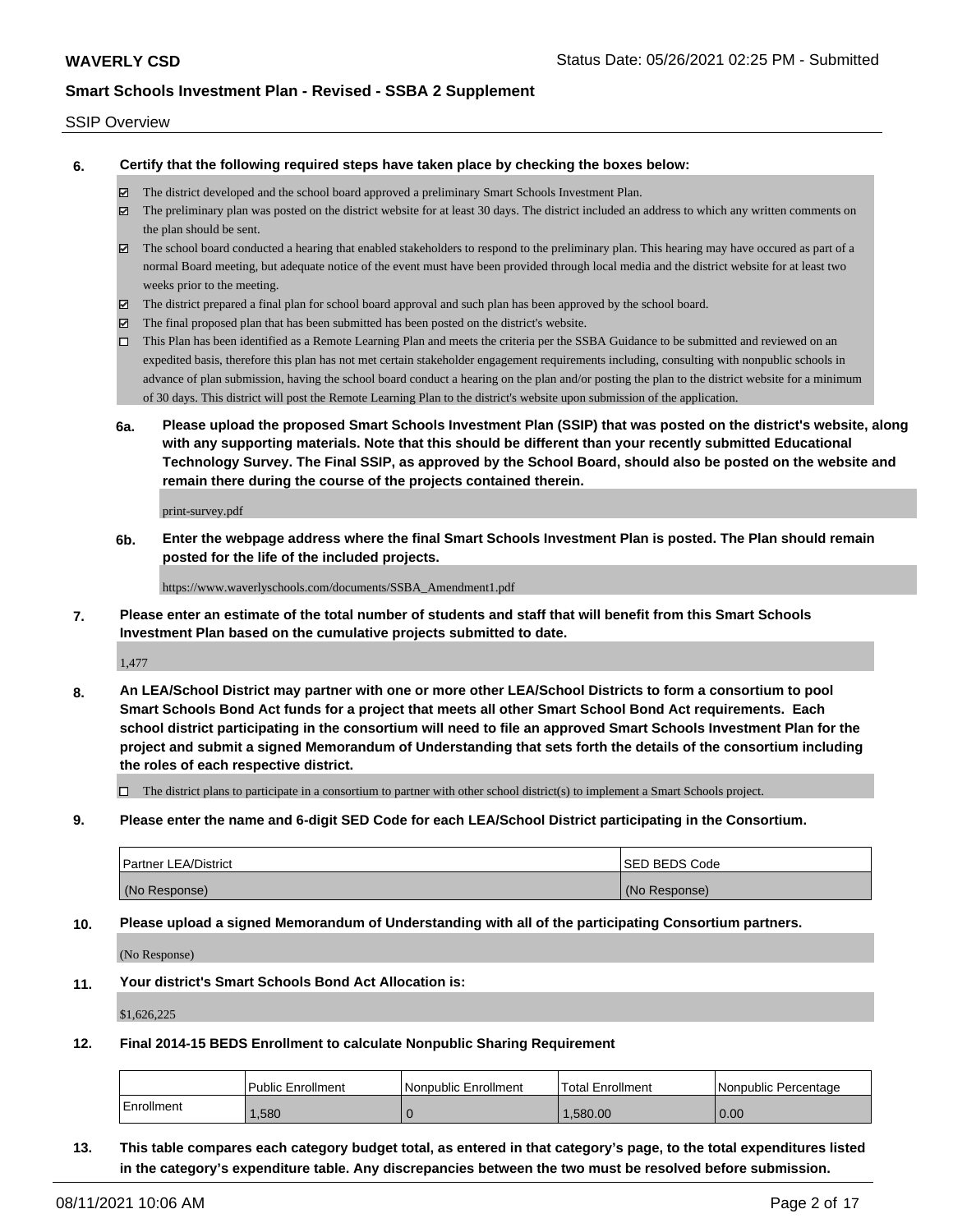SSIP Overview

**6. Certify that the following required steps have taken place by checking the boxes below:**

- ☑ The district developed and the school board approved a preliminary Smart Schools Investment Plan.
- ☑ The preliminary plan was posted on the district website for at least 30 days. The district included an address to which any written comments on the plan should be sent.
- ☑ The school board conducted a hearing that enabled stakeholders to respond to the preliminary plan. This hearing may have occured as part of a normal Board meeting, but adequate notice of the event must have been provided through local media and the district website for at least two weeks prior to the meeting.
- ☑ The district prepared a final plan for school board approval and such plan has been approved by the school board.
- ☑ The final proposed plan that has been submitted has been posted on the district's website.
- ☐ This Plan has been identified as a Remote Learning Plan and meets the criteria per the SSBA Guidance to be submitted and reviewed on an expedited basis, therefore this plan has not met certain stakeholder engagement requirements including, consulting with nonpublic schools in advance of plan submission, having the school board conduct a hearing on the plan and/or posting the plan to the district website for a minimum of 30 days. This district will post the Remote Learning Plan to the district's website upon submission of the application.

**6a. Please upload the proposed Smart Schools Investment Plan (SSIP) that was posted on the district's website, along with any supporting materials. Note that this should be different than your recently submitted Educational Technology Survey. The Final SSIP, as approved by the School Board, should also be posted on the website and remain there during the course of the projects contained therein.**

print-survey.pdf

**6b. Enter the webpage address where the final Smart Schools Investment Plan is posted. The Plan should remain posted for the life of the included projects.**

https://www.waverlyschools.com/documents/SSBA_Amendment1.pdf

**7. Please enter an estimate of the total number of students and staff that will benefit from this Smart Schools Investment Plan based on the cumulative projects submitted to date.**

1,477

**8. An LEA/School District may partner with one or more other LEA/School Districts to form a consortium to pool Smart Schools Bond Act funds for a project that meets all other Smart School Bond Act requirements. Each school district participating in the consortium will need to file an approved Smart Schools Investment Plan for the project and submit a signed Memorandum of Understanding that sets forth the details of the consortium including the roles of each respective district.**

- ☐ The district plans to participate in a consortium to partner with other school district(s) to implement a Smart Schools project.

**9. Please enter the name and 6-digit SED Code for each LEA/School District participating in the Consortium.**

| Partner LEA/District | SED BEDS Code |
| --- | --- |
| (No Response) | (No Response) |

**10. Please upload a signed Memorandum of Understanding with all of the participating Consortium partners.**

(No Response)

**11. Your district's Smart Schools Bond Act Allocation is:**

$1,626,225

**12. Final 2014-15 BEDS Enrollment to calculate Nonpublic Sharing Requirement**

| | Public Enrollment | Nonpublic Enrollment | Total Enrollment | Nonpublic Percentage |
| --- | --- | --- | --- | --- |
| Enrollment | 1,580 | 0 | 1,580.00 | 0.00 |

**13. This table compares each category budget total, as entered in that category's page, to the total expenditures listed in the category's expenditure table. Any discrepancies between the two must be resolved before submission.**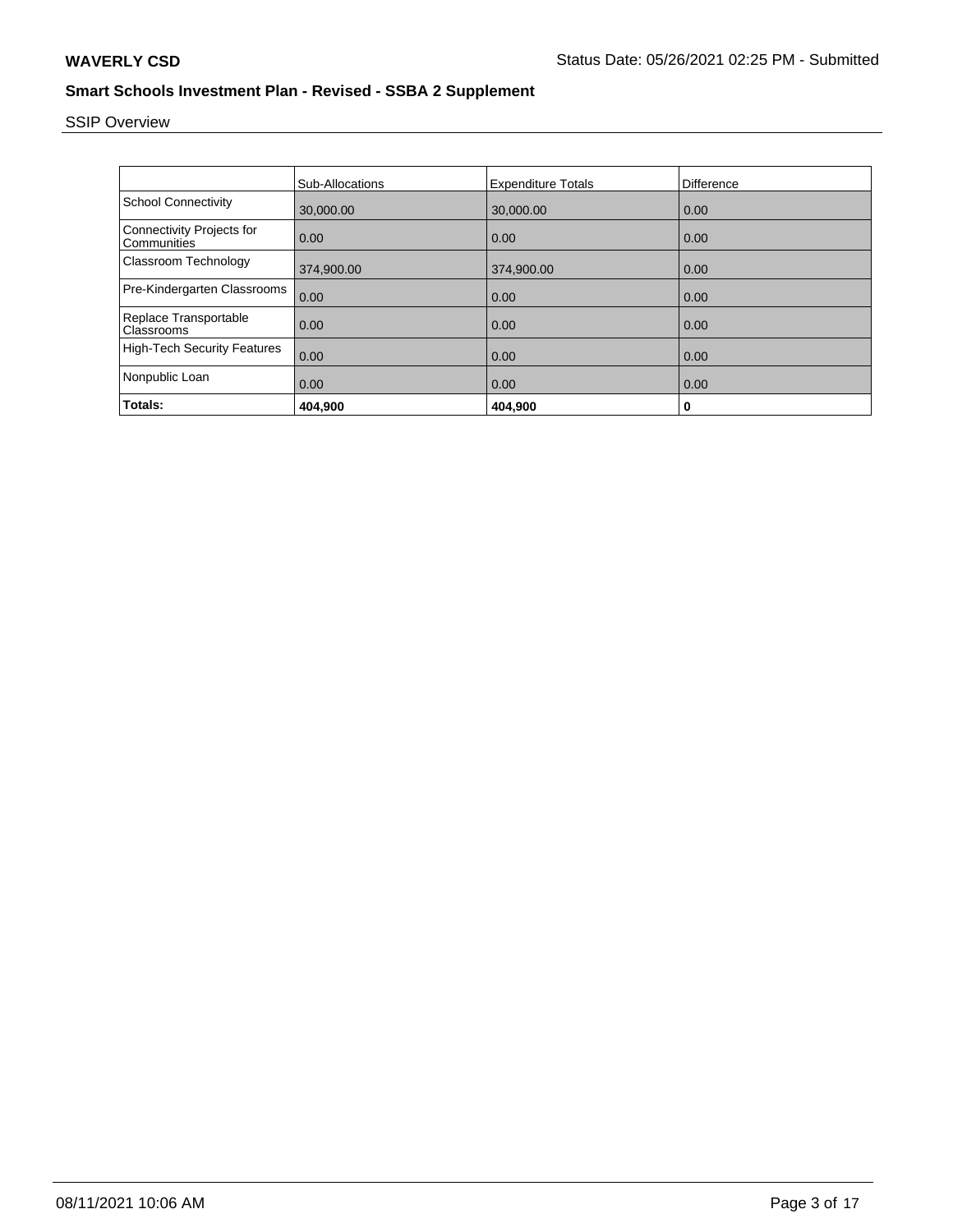SSIP Overview

| | Sub-Allocations | Expenditure Totals | Difference |
|---|---|---|---|
| School Connectivity | 30,000.00 | 30,000.00 | 0.00 |
| Connectivity Projects for Communities | 0.00 | 0.00 | 0.00 |
| Classroom Technology | 374,900.00 | 374,900.00 | 0.00 |
| Pre-Kindergarten Classrooms | 0.00 | 0.00 | 0.00 |
| Replace Transportable Classrooms | 0.00 | 0.00 | 0.00 |
| High-Tech Security Features | 0.00 | 0.00 | 0.00 |
| Nonpublic Loan | 0.00 | 0.00 | 0.00 |
| **Totals:** | **404,900** | **404,900** | **0** |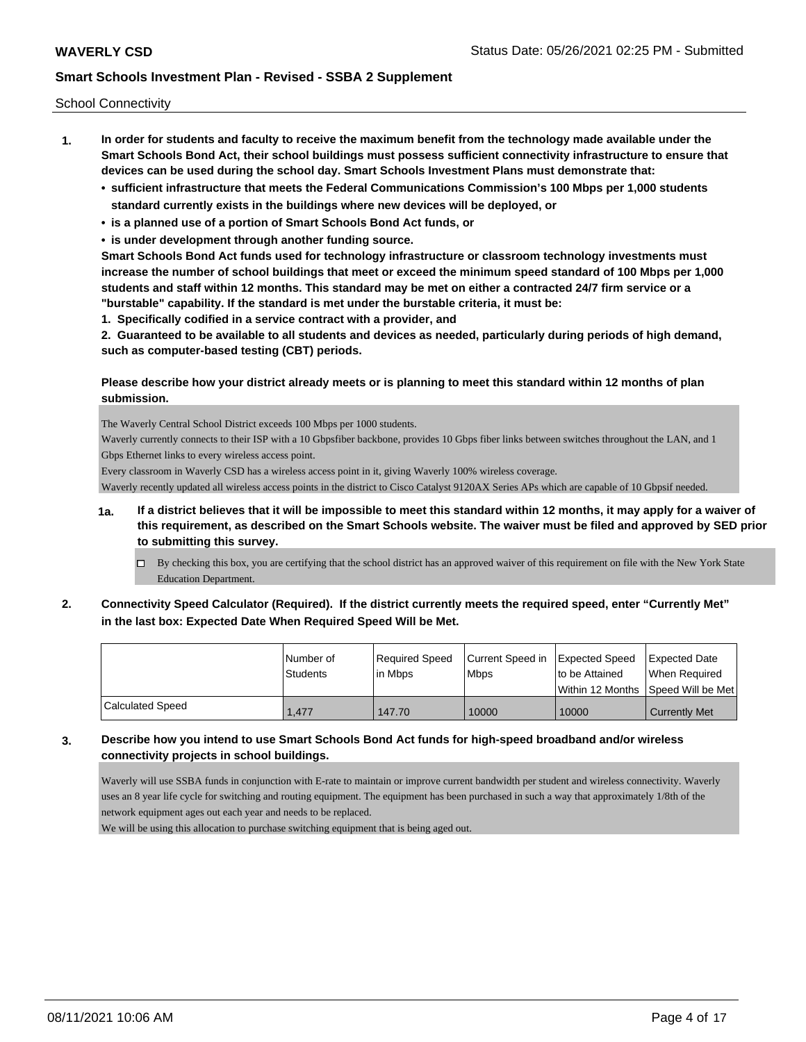School Connectivity

1. **In order for students and faculty to receive the maximum benefit from the technology made available under the Smart Schools Bond Act, their school buildings must possess sufficient connectivity infrastructure to ensure that devices can be used during the school day. Smart Schools Investment Plans must demonstrate that:**
   - **sufficient infrastructure that meets the Federal Communications Commission's 100 Mbps per 1,000 students standard currently exists in the buildings where new devices will be deployed, or**
   - **is a planned use of a portion of Smart Schools Bond Act funds, or**
   - **is under development through another funding source.**

   **Smart Schools Bond Act funds used for technology infrastructure or classroom technology investments must increase the number of school buildings that meet or exceed the minimum speed standard of 100 Mbps per 1,000 students and staff within 12 months. This standard may be met on either a contracted 24/7 firm service or a "burstable" capability. If the standard is met under the burstable criteria, it must be:**

   **1. Specifically codified in a service contract with a provider, and**

   **2. Guaranteed to be available to all students and devices as needed, particularly during periods of high demand, such as computer-based testing (CBT) periods.**

   **Please describe how your district already meets or is planning to meet this standard within 12 months of plan submission.**

   The Waverly Central School District exceeds 100 Mbps per 1000 students.
   Waverly currently connects to their ISP with a 10 Gbpsfiber backbone, provides 10 Gbps fiber links between switches throughout the LAN, and 1 Gbps Ethernet links to every wireless access point.
   Every classroom in Waverly CSD has a wireless access point in it, giving Waverly 100% wireless coverage.
   Waverly recently updated all wireless access points in the district to Cisco Catalyst 9120AX Series APs which are capable of 10 Gbpsif needed.

   **1a. If a district believes that it will be impossible to meet this standard within 12 months, it may apply for a waiver of this requirement, as described on the Smart Schools website. The waiver must be filed and approved by SED prior to submitting this survey.**

   - [ ] By checking this box, you are certifying that the school district has an approved waiver of this requirement on file with the New York State Education Department.

2. **Connectivity Speed Calculator (Required). If the district currently meets the required speed, enter "Currently Met" in the last box: Expected Date When Required Speed Will be Met.**

| | Number of Students | Required Speed in Mbps | Current Speed in Mbps | Expected Speed to be Attained Within 12 Months | Expected Date When Required Speed Will be Met |
|---|---|---|---|---|---|
| Calculated Speed | 1,477 | 147.70 | 10000 | 10000 | Currently Met |

3. **Describe how you intend to use Smart Schools Bond Act funds for high-speed broadband and/or wireless connectivity projects in school buildings.**

   Waverly will use SSBA funds in conjunction with E-rate to maintain or improve current bandwidth per student and wireless connectivity. Waverly uses an 8 year life cycle for switching and routing equipment. The equipment has been purchased in such a way that approximately 1/8th of the network equipment ages out each year and needs to be replaced.
   We will be using this allocation to purchase switching equipment that is being aged out.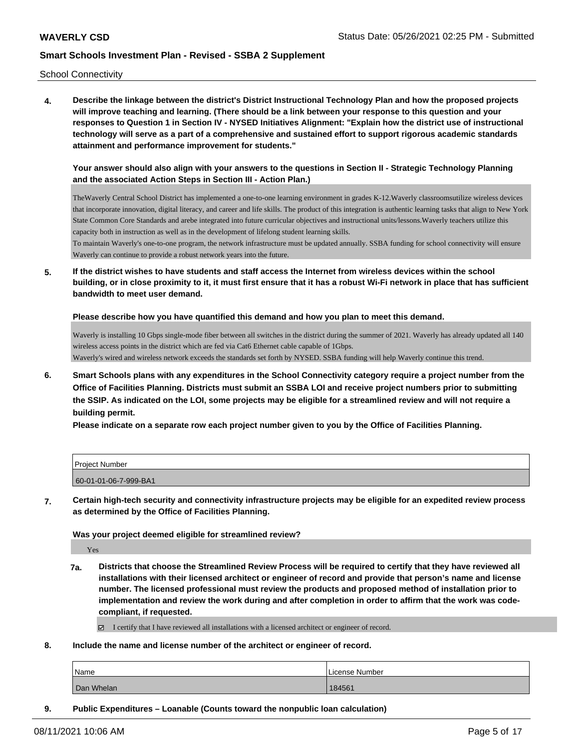School Connectivity

**4. Describe the linkage between the district's District Instructional Technology Plan and how the proposed projects will improve teaching and learning. (There should be a link between your response to this question and your responses to Question 1 in Section IV - NYSED Initiatives Alignment: "Explain how the district use of instructional technology will serve as a part of a comprehensive and sustained effort to support rigorous academic standards attainment and performance improvement for students."**

**Your answer should also align with your answers to the questions in Section II - Strategic Technology Planning and the associated Action Steps in Section III - Action Plan.)**

TheWaverly Central School District has implemented a one-to-one learning environment in grades K-12.Waverly classroomsutilize wireless devices that incorporate innovation, digital literacy, and career and life skills. The product of this integration is authentic learning tasks that align to New York State Common Core Standards and arebe integrated into future curricular objectives and instructional units/lessons.Waverly teachers utilize this capacity both in instruction as well as in the development of lifelong student learning skills.
To maintain Waverly's one-to-one program, the network infrastructure must be updated annually. SSBA funding for school connectivity will ensure Waverly can continue to provide a robust network years into the future.

**5. If the district wishes to have students and staff access the Internet from wireless devices within the school building, or in close proximity to it, it must first ensure that it has a robust Wi-Fi network in place that has sufficient bandwidth to meet user demand.**

**Please describe how you have quantified this demand and how you plan to meet this demand.**

Waverly is installing 10 Gbps single-mode fiber between all switches in the district during the summer of 2021. Waverly has already updated all 140 wireless access points in the district which are fed via Cat6 Ethernet cable capable of 1Gbps.
Waverly's wired and wireless network exceeds the standards set forth by NYSED. SSBA funding will help Waverly continue this trend.

**6. Smart Schools plans with any expenditures in the School Connectivity category require a project number from the Office of Facilities Planning. Districts must submit an SSBA LOI and receive project numbers prior to submitting the SSIP. As indicated on the LOI, some projects may be eligible for a streamlined review and will not require a building permit.**
**Please indicate on a separate row each project number given to you by the Office of Facilities Planning.**

| Project Number |
|---|
| 60-01-01-06-7-999-BA1 |

**7. Certain high-tech security and connectivity infrastructure projects may be eligible for an expedited review process as determined by the Office of Facilities Planning.**

**Was your project deemed eligible for streamlined review?**

Yes

**7a. Districts that choose the Streamlined Review Process will be required to certify that they have reviewed all installations with their licensed architect or engineer of record and provide that person's name and license number. The licensed professional must review the products and proposed method of installation prior to implementation and review the work during and after completion in order to affirm that the work was code-compliant, if requested.**

☑ I certify that I have reviewed all installations with a licensed architect or engineer of record.

**8. Include the name and license number of the architect or engineer of record.**

| Name | License Number |
|---|---|
| Dan Whelan | 184561 |

**9. Public Expenditures – Loanable (Counts toward the nonpublic loan calculation)**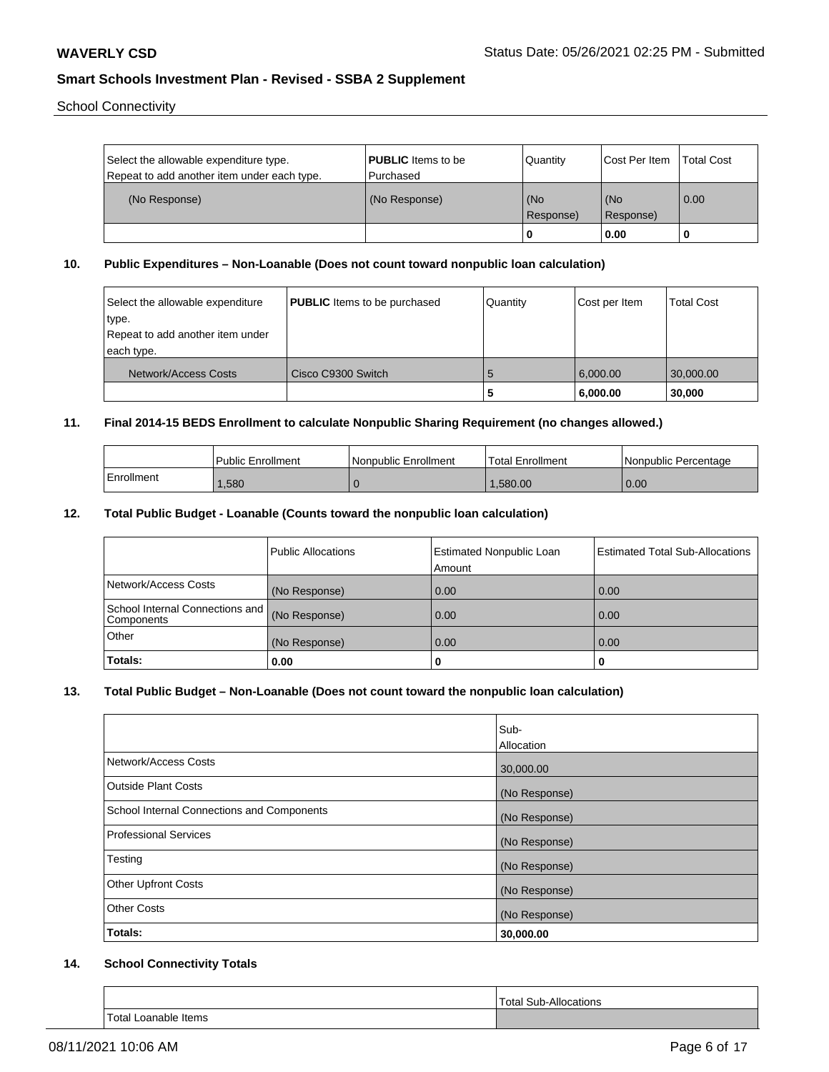School Connectivity

| Select the allowable expenditure type. Repeat to add another item under each type. | **PUBLIC** Items to be Purchased | Quantity | Cost Per Item | Total Cost |
|---|---|---|---|---|
| (No Response) | (No Response) | (No Response) | (No Response) | 0.00 |
| | | **0** | **0.00** | **0** |

**10. Public Expenditures – Non-Loanable (Does not count toward nonpublic loan calculation)**

| Select the allowable expenditure type. Repeat to add another item under each type. | **PUBLIC** Items to be purchased | Quantity | Cost per Item | Total Cost |
|---|---|---|---|---|
| Network/Access Costs | Cisco C9300 Switch | 5 | 6,000.00 | 30,000.00 |
| | | **5** | **6,000.00** | **30,000** |

**11. Final 2014-15 BEDS Enrollment to calculate Nonpublic Sharing Requirement (no changes allowed.)**

| | Public Enrollment | Nonpublic Enrollment | Total Enrollment | Nonpublic Percentage |
|---|---|---|---|---|
| Enrollment | 1,580 | 0 | 1,580.00 | 0.00 |

**12. Total Public Budget - Loanable (Counts toward the nonpublic loan calculation)**

| | Public Allocations | Estimated Nonpublic Loan Amount | Estimated Total Sub-Allocations |
|---|---|---|---|
| Network/Access Costs | (No Response) | 0.00 | 0.00 |
| School Internal Connections and Components | (No Response) | 0.00 | 0.00 |
| Other | (No Response) | 0.00 | 0.00 |
| **Totals:** | **0.00** | **0** | **0** |

**13. Total Public Budget – Non-Loanable (Does not count toward the nonpublic loan calculation)**

| | Sub-Allocation |
|---|---|
| Network/Access Costs | 30,000.00 |
| Outside Plant Costs | (No Response) |
| School Internal Connections and Components | (No Response) |
| Professional Services | (No Response) |
| Testing | (No Response) |
| Other Upfront Costs | (No Response) |
| Other Costs | (No Response) |
| **Totals:** | **30,000.00** |

**14. School Connectivity Totals**

| | Total Sub-Allocations |
|---|---|
| Total Loanable Items | |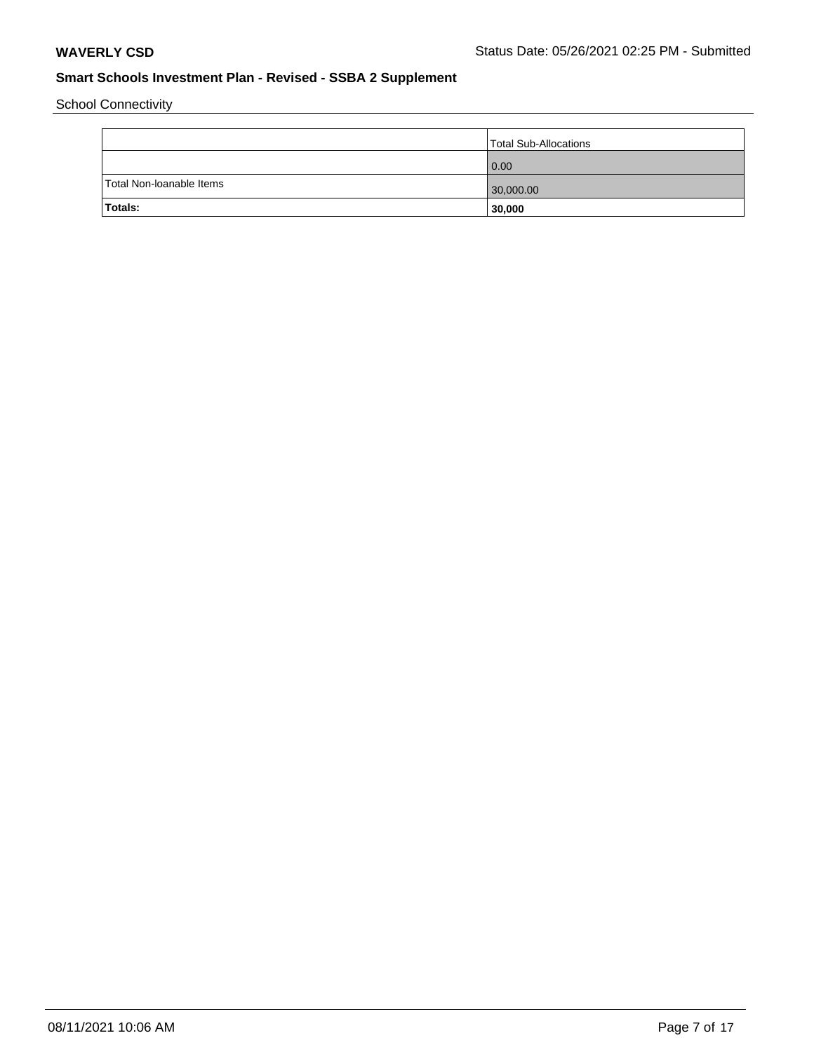School Connectivity

| | Total Sub-Allocations |
|---|---|
| | 0.00 |
| Total Non-loanable Items | 30,000.00 |
| **Totals:** | **30,000** |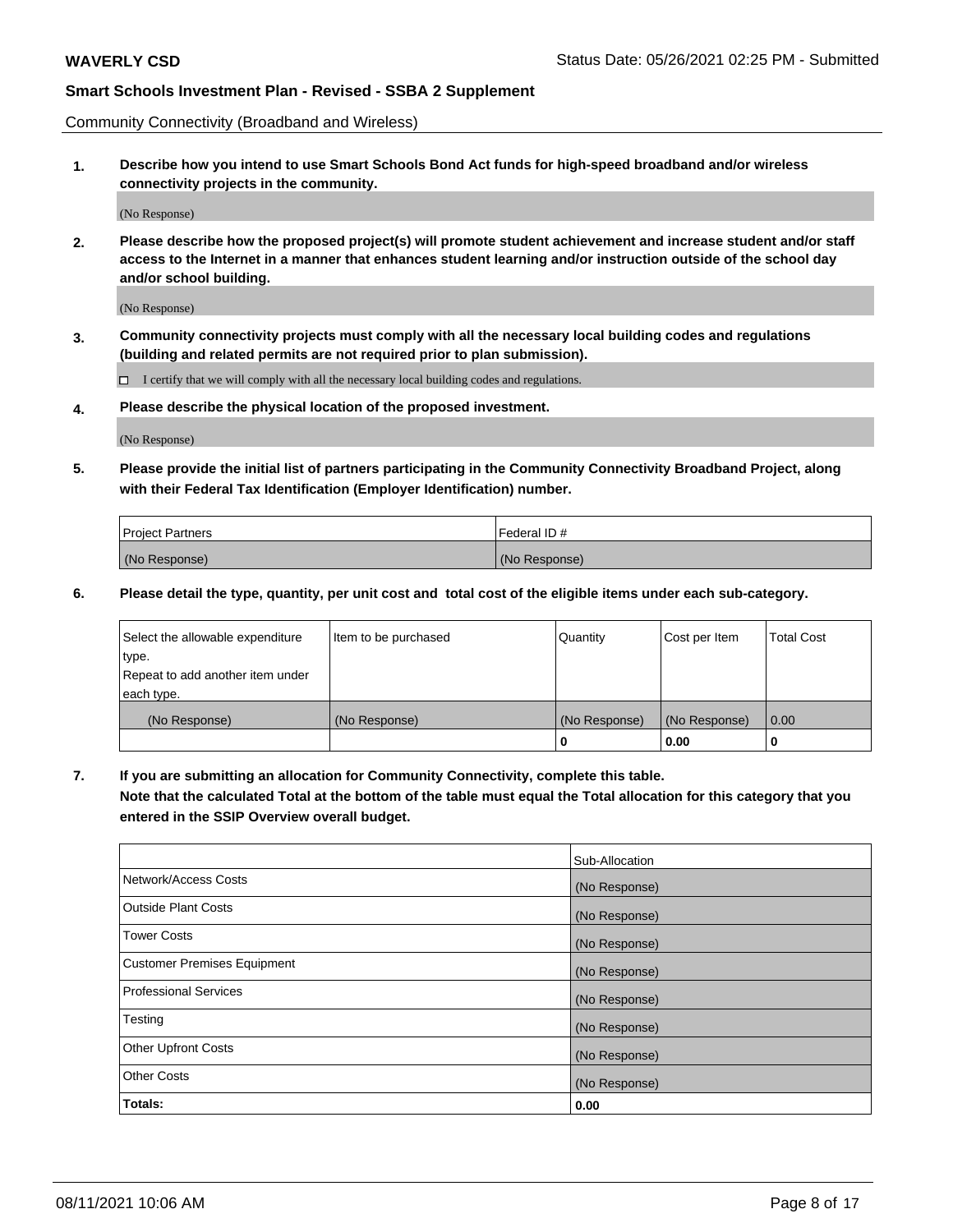Community Connectivity (Broadband and Wireless)

**1. Describe how you intend to use Smart Schools Bond Act funds for high-speed broadband and/or wireless connectivity projects in the community.**

(No Response)

**2. Please describe how the proposed project(s) will promote student achievement and increase student and/or staff access to the Internet in a manner that enhances student learning and/or instruction outside of the school day and/or school building.**

(No Response)

**3. Community connectivity projects must comply with all the necessary local building codes and regulations (building and related permits are not required prior to plan submission).**

☐ I certify that we will comply with all the necessary local building codes and regulations.

**4. Please describe the physical location of the proposed investment.**

(No Response)

**5. Please provide the initial list of partners participating in the Community Connectivity Broadband Project, along with their Federal Tax Identification (Employer Identification) number.**

| Project Partners | Federal ID # |
|---|---|
| (No Response) | (No Response) |

**6. Please detail the type, quantity, per unit cost and total cost of the eligible items under each sub-category.**

| Select the allowable expenditure type. Repeat to add another item under each type. | Item to be purchased | Quantity | Cost per Item | Total Cost |
|---|---|---|---|---|
| (No Response) | (No Response) | (No Response) | (No Response) | 0.00 |
| | | 0 | 0.00 | 0 |

**7. If you are submitting an allocation for Community Connectivity, complete this table. Note that the calculated Total at the bottom of the table must equal the Total allocation for this category that you entered in the SSIP Overview overall budget.**

| | Sub-Allocation |
|---|---|
| Network/Access Costs | (No Response) |
| Outside Plant Costs | (No Response) |
| Tower Costs | (No Response) |
| Customer Premises Equipment | (No Response) |
| Professional Services | (No Response) |
| Testing | (No Response) |
| Other Upfront Costs | (No Response) |
| Other Costs | (No Response) |
| **Totals:** | **0.00** |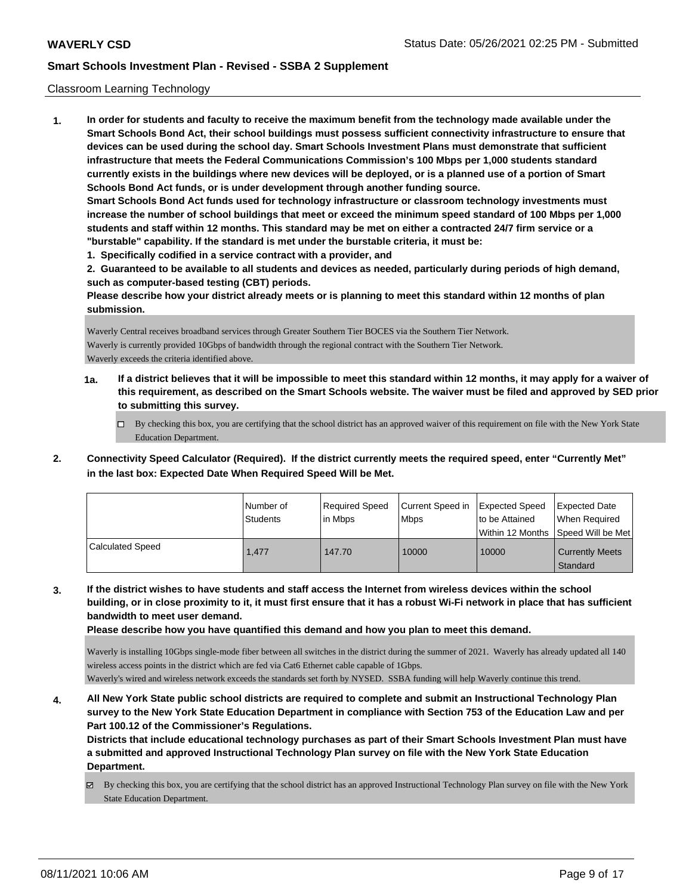Classroom Learning Technology

**1. In order for students and faculty to receive the maximum benefit from the technology made available under the Smart Schools Bond Act, their school buildings must possess sufficient connectivity infrastructure to ensure that devices can be used during the school day. Smart Schools Investment Plans must demonstrate that sufficient infrastructure that meets the Federal Communications Commission's 100 Mbps per 1,000 students standard currently exists in the buildings where new devices will be deployed, or is a planned use of a portion of Smart Schools Bond Act funds, or is under development through another funding source.**

**Smart Schools Bond Act funds used for technology infrastructure or classroom technology investments must increase the number of school buildings that meet or exceed the minimum speed standard of 100 Mbps per 1,000 students and staff within 12 months. This standard may be met on either a contracted 24/7 firm service or a "burstable" capability. If the standard is met under the burstable criteria, it must be:**

**1. Specifically codified in a service contract with a provider, and**

**2. Guaranteed to be available to all students and devices as needed, particularly during periods of high demand, such as computer-based testing (CBT) periods.**

**Please describe how your district already meets or is planning to meet this standard within 12 months of plan submission.**

Waverly Central receives broadband services through Greater Southern Tier BOCES via the Southern Tier Network.
Waverly is currently provided 10Gbps of bandwidth through the regional contract with the Southern Tier Network.
Waverly exceeds the criteria identified above.

**1a. If a district believes that it will be impossible to meet this standard within 12 months, it may apply for a waiver of this requirement, as described on the Smart Schools website. The waiver must be filed and approved by SED prior to submitting this survey.**

- ☐ By checking this box, you are certifying that the school district has an approved waiver of this requirement on file with the New York State Education Department.

**2. Connectivity Speed Calculator (Required). If the district currently meets the required speed, enter "Currently Met" in the last box: Expected Date When Required Speed Will be Met.**

| | Number of Students | Required Speed in Mbps | Current Speed in Mbps | Expected Speed to be Attained Within 12 Months | Expected Date When Required Speed Will be Met |
|---|---|---|---|---|---|
| Calculated Speed | 1,477 | 147.70 | 10000 | 10000 | Currently Meets Standard |

**3. If the district wishes to have students and staff access the Internet from wireless devices within the school building, or in close proximity to it, it must first ensure that it has a robust Wi-Fi network in place that has sufficient bandwidth to meet user demand.**

**Please describe how you have quantified this demand and how you plan to meet this demand.**

Waverly is installing 10Gbps single-mode fiber between all switches in the district during the summer of 2021. Waverly has already updated all 140 wireless access points in the district which are fed via Cat6 Ethernet cable capable of 1Gbps.
Waverly's wired and wireless network exceeds the standards set forth by NYSED. SSBA funding will help Waverly continue this trend.

**4. All New York State public school districts are required to complete and submit an Instructional Technology Plan survey to the New York State Education Department in compliance with Section 753 of the Education Law and per Part 100.12 of the Commissioner's Regulations.**

**Districts that include educational technology purchases as part of their Smart Schools Investment Plan must have a submitted and approved Instructional Technology Plan survey on file with the New York State Education Department.**

- ☑ By checking this box, you are certifying that the school district has an approved Instructional Technology Plan survey on file with the New York State Education Department.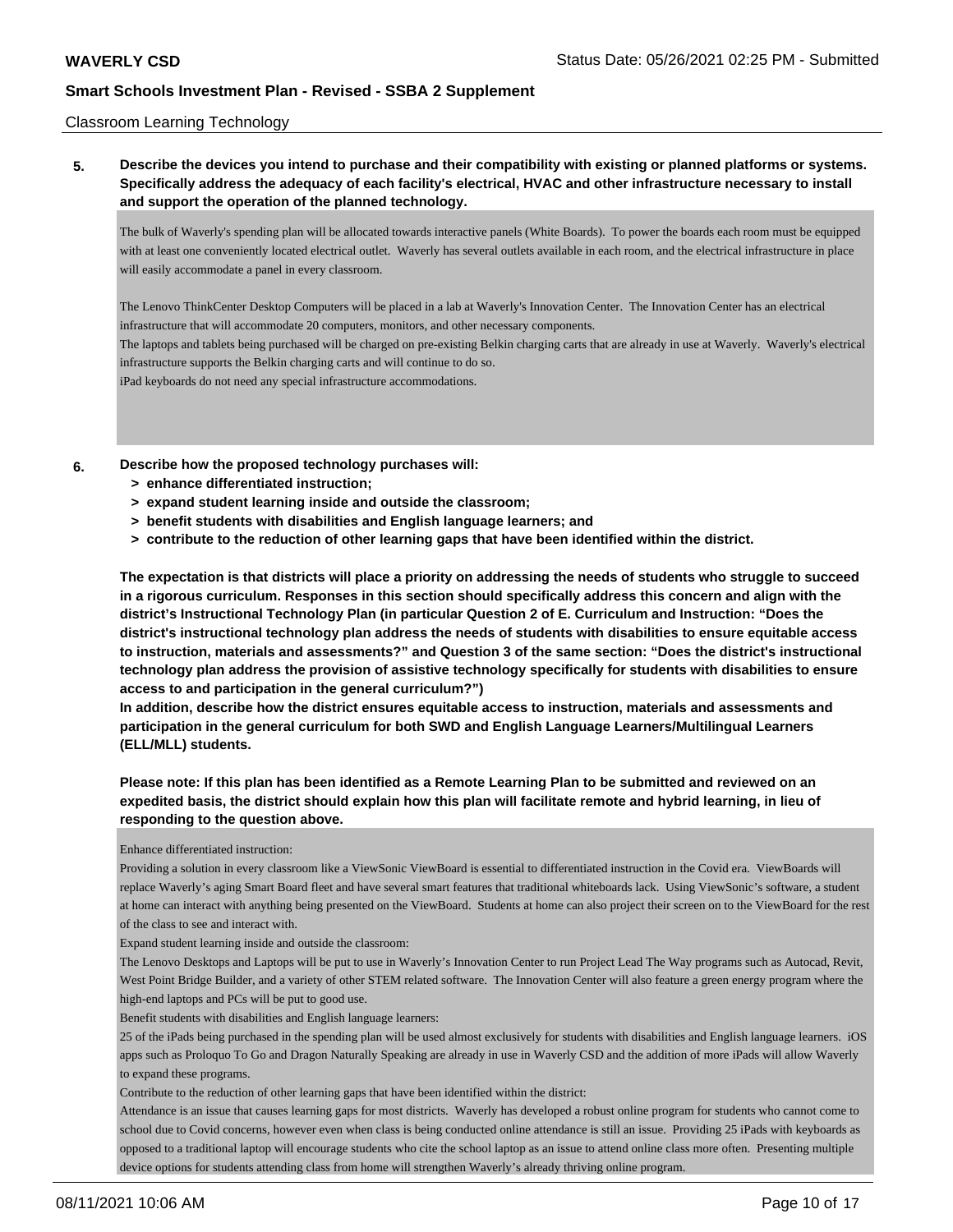Classroom Learning Technology

**5. Describe the devices you intend to purchase and their compatibility with existing or planned platforms or systems. Specifically address the adequacy of each facility's electrical, HVAC and other infrastructure necessary to install and support the operation of the planned technology.**

The bulk of Waverly's spending plan will be allocated towards interactive panels (White Boards). To power the boards each room must be equipped with at least one conveniently located electrical outlet. Waverly has several outlets available in each room, and the electrical infrastructure in place will easily accommodate a panel in every classroom.

The Lenovo ThinkCenter Desktop Computers will be placed in a lab at Waverly's Innovation Center. The Innovation Center has an electrical infrastructure that will accommodate 20 computers, monitors, and other necessary components.
The laptops and tablets being purchased will be charged on pre-existing Belkin charging carts that are already in use at Waverly. Waverly's electrical infrastructure supports the Belkin charging carts and will continue to do so.
iPad keyboards do not need any special infrastructure accommodations.

**6. Describe how the proposed technology purchases will:**
- **> enhance differentiated instruction;**
- **> expand student learning inside and outside the classroom;**
- **> benefit students with disabilities and English language learners; and**
- **> contribute to the reduction of other learning gaps that have been identified within the district.**

**The expectation is that districts will place a priority on addressing the needs of students who struggle to succeed in a rigorous curriculum. Responses in this section should specifically address this concern and align with the district's Instructional Technology Plan (in particular Question 2 of E. Curriculum and Instruction: "Does the district's instructional technology plan address the needs of students with disabilities to ensure equitable access to instruction, materials and assessments?" and Question 3 of the same section: "Does the district's instructional technology plan address the provision of assistive technology specifically for students with disabilities to ensure access to and participation in the general curriculum?")**
**In addition, describe how the district ensures equitable access to instruction, materials and assessments and participation in the general curriculum for both SWD and English Language Learners/Multilingual Learners (ELL/MLL) students.**

**Please note: If this plan has been identified as a Remote Learning Plan to be submitted and reviewed on an expedited basis, the district should explain how this plan will facilitate remote and hybrid learning, in lieu of responding to the question above.**

Enhance differentiated instruction:
Providing a solution in every classroom like a ViewSonic ViewBoard is essential to differentiated instruction in the Covid era. ViewBoards will replace Waverly's aging Smart Board fleet and have several smart features that traditional whiteboards lack. Using ViewSonic's software, a student at home can interact with anything being presented on the ViewBoard. Students at home can also project their screen on to the ViewBoard for the rest of the class to see and interact with.
Expand student learning inside and outside the classroom:
The Lenovo Desktops and Laptops will be put to use in Waverly's Innovation Center to run Project Lead The Way programs such as Autocad, Revit, West Point Bridge Builder, and a variety of other STEM related software. The Innovation Center will also feature a green energy program where the high-end laptops and PCs will be put to good use.
Benefit students with disabilities and English language learners:
25 of the iPads being purchased in the spending plan will be used almost exclusively for students with disabilities and English language learners. iOS apps such as Proloquo To Go and Dragon Naturally Speaking are already in use in Waverly CSD and the addition of more iPads will allow Waverly to expand these programs.
Contribute to the reduction of other learning gaps that have been identified within the district:
Attendance is an issue that causes learning gaps for most districts. Waverly has developed a robust online program for students who cannot come to school due to Covid concerns, however even when class is being conducted online attendance is still an issue. Providing 25 iPads with keyboards as opposed to a traditional laptop will encourage students who cite the school laptop as an issue to attend online class more often. Presenting multiple device options for students attending class from home will strengthen Waverly's already thriving online program.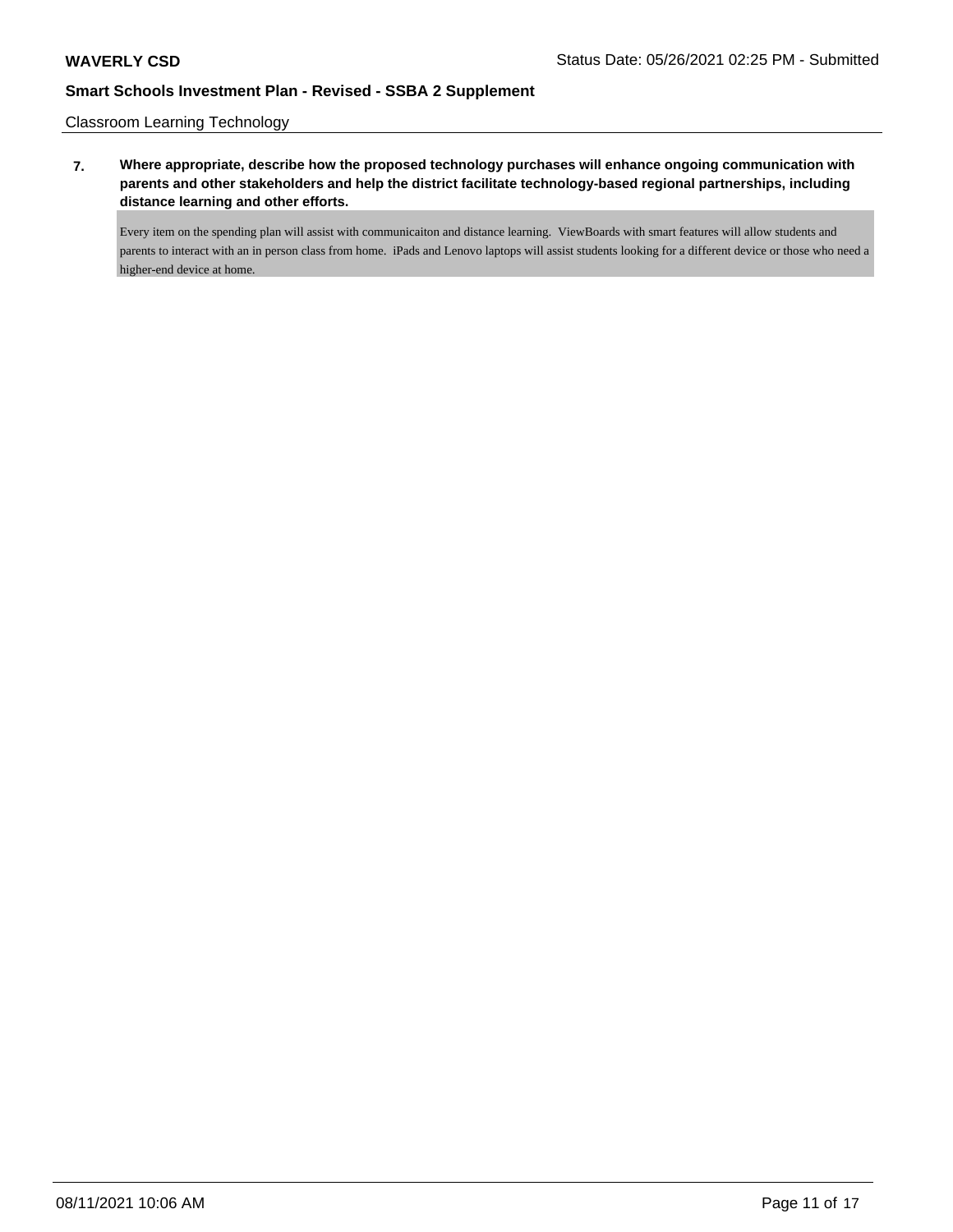Classroom Learning Technology

**7. Where appropriate, describe how the proposed technology purchases will enhance ongoing communication with parents and other stakeholders and help the district facilitate technology-based regional partnerships, including distance learning and other efforts.**

Every item on the spending plan will assist with communicaiton and distance learning. ViewBoards with smart features will allow students and parents to interact with an in person class from home. iPads and Lenovo laptops will assist students looking for a different device or those who need a higher-end device at home.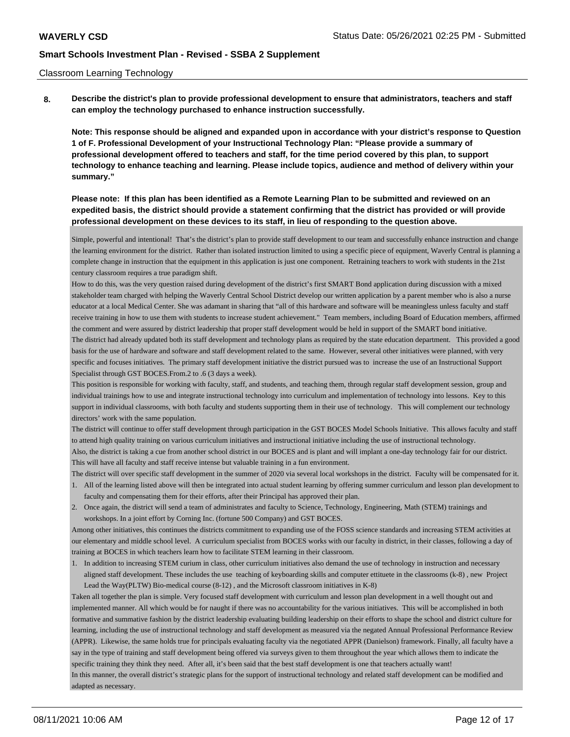Classroom Learning Technology

**8. Describe the district's plan to provide professional development to ensure that administrators, teachers and staff can employ the technology purchased to enhance instruction successfully.**

**Note: This response should be aligned and expanded upon in accordance with your district's response to Question 1 of F. Professional Development of your Instructional Technology Plan: "Please provide a summary of professional development offered to teachers and staff, for the time period covered by this plan, to support technology to enhance teaching and learning. Please include topics, audience and method of delivery within your summary."**

**Please note: If this plan has been identified as a Remote Learning Plan to be submitted and reviewed on an expedited basis, the district should provide a statement confirming that the district has provided or will provide professional development on these devices to its staff, in lieu of responding to the question above.**

Simple, powerful and intentional! That's the district's plan to provide staff development to our team and successfully enhance instruction and change the learning environment for the district. Rather than isolated instruction limited to using a specific piece of equipment, Waverly Central is planning a complete change in instruction that the equipment in this application is just one component. Retraining teachers to work with students in the 21st century classroom requires a true paradigm shift.

How to do this, was the very question raised during development of the district's first SMART Bond application during discussion with a mixed stakeholder team charged with helping the Waverly Central School District develop our written application by a parent member who is also a nurse educator at a local Medical Center. She was adamant in sharing that "all of this hardware and software will be meaningless unless faculty and staff receive training in how to use them with students to increase student achievement." Team members, including Board of Education members, affirmed the comment and were assured by district leadership that proper staff development would be held in support of the SMART bond initiative.

The district had already updated both its staff development and technology plans as required by the state education department. This provided a good basis for the use of hardware and software and staff development related to the same. However, several other initiatives were planned, with very specific and focuses initiatives. The primary staff development initiative the district pursued was to increase the use of an Instructional Support Specialist through GST BOCES.From.2 to .6 (3 days a week).

This position is responsible for working with faculty, staff, and students, and teaching them, through regular staff development session, group and individual trainings how to use and integrate instructional technology into curriculum and implementation of technology into lessons. Key to this support in individual classrooms, with both faculty and students supporting them in their use of technology. This will complement our technology directors' work with the same population.

The district will continue to offer staff development through participation in the GST BOCES Model Schools Initiative. This allows faculty and staff to attend high quality training on various curriculum initiatives and instructional initiative including the use of instructional technology.

Also, the district is taking a cue from another school district in our BOCES and is plant and will implant a one-day technology fair for our district. This will have all faculty and staff receive intense but valuable training in a fun environment.

The district will over specific staff development in the summer of 2020 via several local workshops in the district. Faculty will be compensated for it.

1. All of the learning listed above will then be integrated into actual student learning by offering summer curriculum and lesson plan development to faculty and compensating them for their efforts, after their Principal has approved their plan.
2. Once again, the district will send a team of administrates and faculty to Science, Technology, Engineering, Math (STEM) trainings and workshops. In a joint effort by Corning Inc. (fortune 500 Company) and GST BOCES.

Among other initiatives, this continues the districts commitment to expanding use of the FOSS science standards and increasing STEM activities at our elementary and middle school level. A curriculum specialist from BOCES works with our faculty in district, in their classes, following a day of training at BOCES in which teachers learn how to facilitate STEM learning in their classroom.

1. In addition to increasing STEM curium in class, other curriculum initiatives also demand the use of technology in instruction and necessary aligned staff development. These includes the use teaching of keyboarding skills and computer ettituete in the classrooms (k-8) , new Project Lead the Way(PLTW) Bio-medical course (8-12) , and the Microsoft classroom initiatives in K-8)

Taken all together the plan is simple. Very focused staff development with curriculum and lesson plan development in a well thought out and implemented manner. All which would be for naught if there was no accountability for the various initiatives. This will be accomplished in both formative and summative fashion by the district leadership evaluating building leadership on their efforts to shape the school and district culture for learning, including the use of instructional technology and staff development as measured via the negated Annual Professional Performance Review (APPR). Likewise, the same holds true for principals evaluating faculty via the negotiated APPR (Danielson) framework. Finally, all faculty have a say in the type of training and staff development being offered via surveys given to them throughout the year which allows them to indicate the specific training they think they need. After all, it's been said that the best staff development is one that teachers actually want!

In this manner, the overall district's strategic plans for the support of instructional technology and related staff development can be modified and adapted as necessary.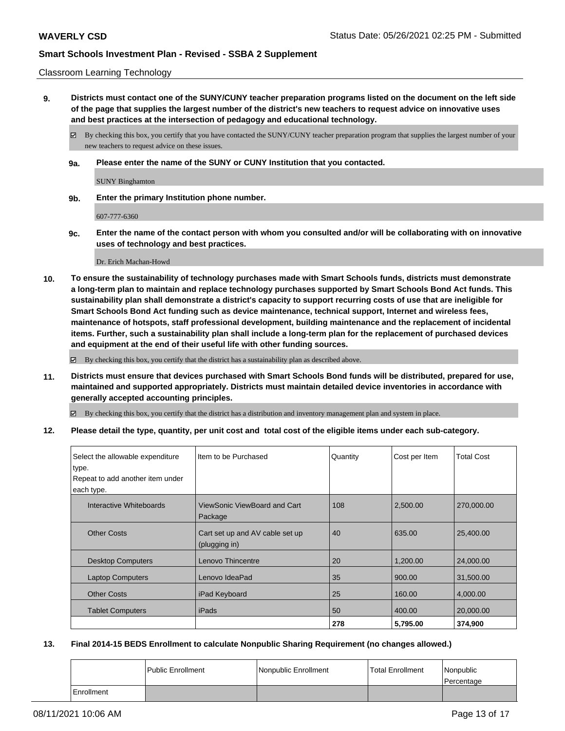Classroom Learning Technology

**9. Districts must contact one of the SUNY/CUNY teacher preparation programs listed on the document on the left side of the page that supplies the largest number of the district's new teachers to request advice on innovative uses and best practices at the intersection of pedagogy and educational technology.**

☑ By checking this box, you certify that you have contacted the SUNY/CUNY teacher preparation program that supplies the largest number of your new teachers to request advice on these issues.

**9a. Please enter the name of the SUNY or CUNY Institution that you contacted.**

SUNY Binghamton

**9b. Enter the primary Institution phone number.**

607-777-6360

**9c. Enter the name of the contact person with whom you consulted and/or will be collaborating with on innovative uses of technology and best practices.**

Dr. Erich Machan-Howd

**10. To ensure the sustainability of technology purchases made with Smart Schools funds, districts must demonstrate a long-term plan to maintain and replace technology purchases supported by Smart Schools Bond Act funds. This sustainability plan shall demonstrate a district's capacity to support recurring costs of use that are ineligible for Smart Schools Bond Act funding such as device maintenance, technical support, Internet and wireless fees, maintenance of hotspots, staff professional development, building maintenance and the replacement of incidental items. Further, such a sustainability plan shall include a long-term plan for the replacement of purchased devices and equipment at the end of their useful life with other funding sources.**

☑ By checking this box, you certify that the district has a sustainability plan as described above.

**11. Districts must ensure that devices purchased with Smart Schools Bond funds will be distributed, prepared for use, maintained and supported appropriately. Districts must maintain detailed device inventories in accordance with generally accepted accounting principles.**

☑ By checking this box, you certify that the district has a distribution and inventory management plan and system in place.

**12. Please detail the type, quantity, per unit cost and total cost of the eligible items under each sub-category.**

| Select the allowable expenditure type. Repeat to add another item under each type. | Item to be Purchased | Quantity | Cost per Item | Total Cost |
|---|---|---|---|---|
| Interactive Whiteboards | ViewSonic ViewBoard and Cart Package | 108 | 2,500.00 | 270,000.00 |
| Other Costs | Cart set up and AV cable set up (plugging in) | 40 | 635.00 | 25,400.00 |
| Desktop Computers | Lenovo Thincentre | 20 | 1,200.00 | 24,000.00 |
| Laptop Computers | Lenovo IdeaPad | 35 | 900.00 | 31,500.00 |
| Other Costs | iPad Keyboard | 25 | 160.00 | 4,000.00 |
| Tablet Computers | iPads | 50 | 400.00 | 20,000.00 |
| | | **278** | **5,795.00** | **374,900** |

**13. Final 2014-15 BEDS Enrollment to calculate Nonpublic Sharing Requirement (no changes allowed.)**

| | Public Enrollment | Nonpublic Enrollment | Total Enrollment | Nonpublic Percentage |
|---|---|---|---|---|
| Enrollment | | | | |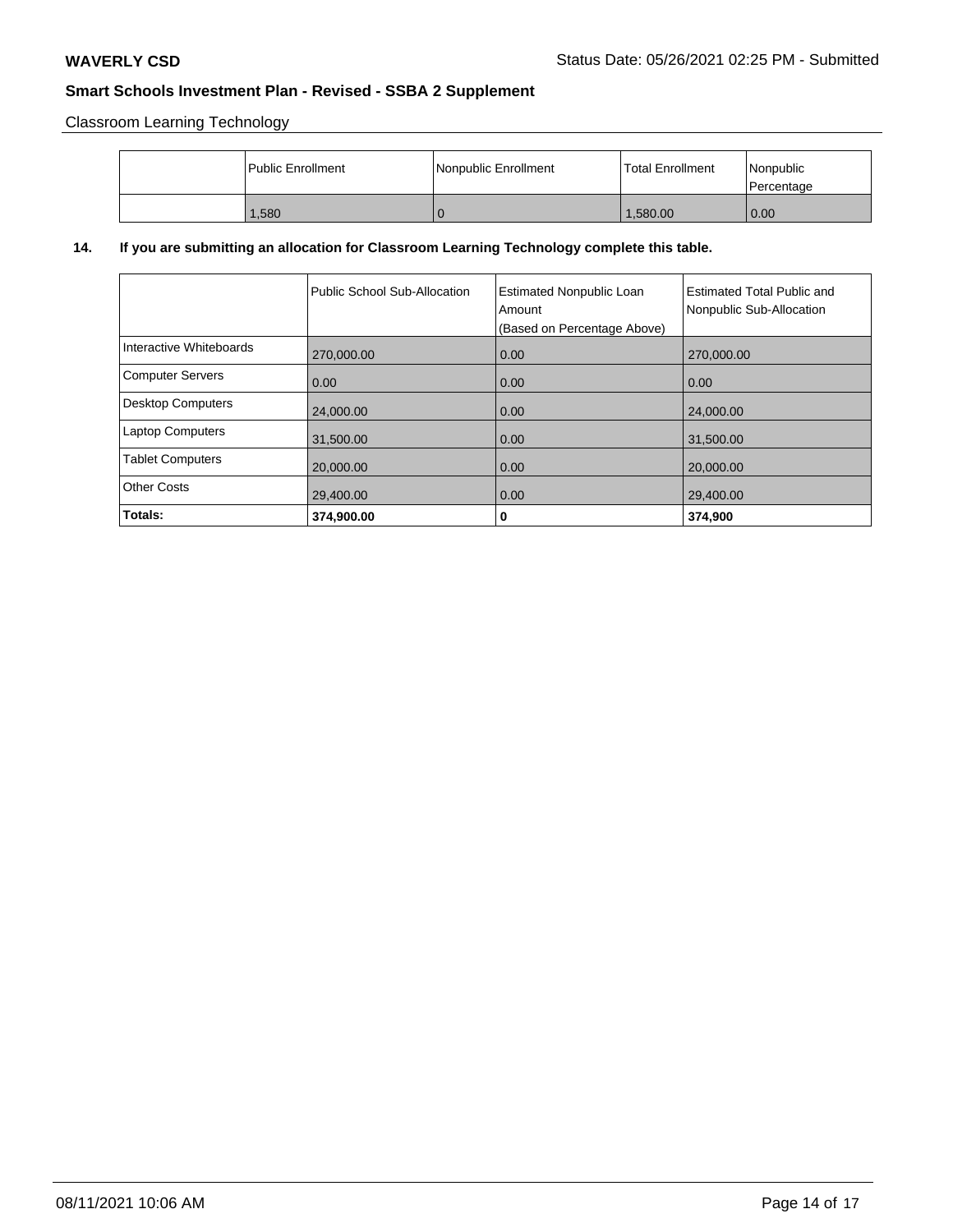Classroom Learning Technology

| | Public Enrollment | Nonpublic Enrollment | Total Enrollment | Nonpublic Percentage |
|---|---|---|---|---|
| | 1,580 | 0 | 1,580.00 | 0.00 |

**14. If you are submitting an allocation for Classroom Learning Technology complete this table.**

| | Public School Sub-Allocation | Estimated Nonpublic Loan Amount (Based on Percentage Above) | Estimated Total Public and Nonpublic Sub-Allocation |
|---|---|---|---|
| Interactive Whiteboards | 270,000.00 | 0.00 | 270,000.00 |
| Computer Servers | 0.00 | 0.00 | 0.00 |
| Desktop Computers | 24,000.00 | 0.00 | 24,000.00 |
| Laptop Computers | 31,500.00 | 0.00 | 31,500.00 |
| Tablet Computers | 20,000.00 | 0.00 | 20,000.00 |
| Other Costs | 29,400.00 | 0.00 | 29,400.00 |
| **Totals:** | **374,900.00** | **0** | **374,900** |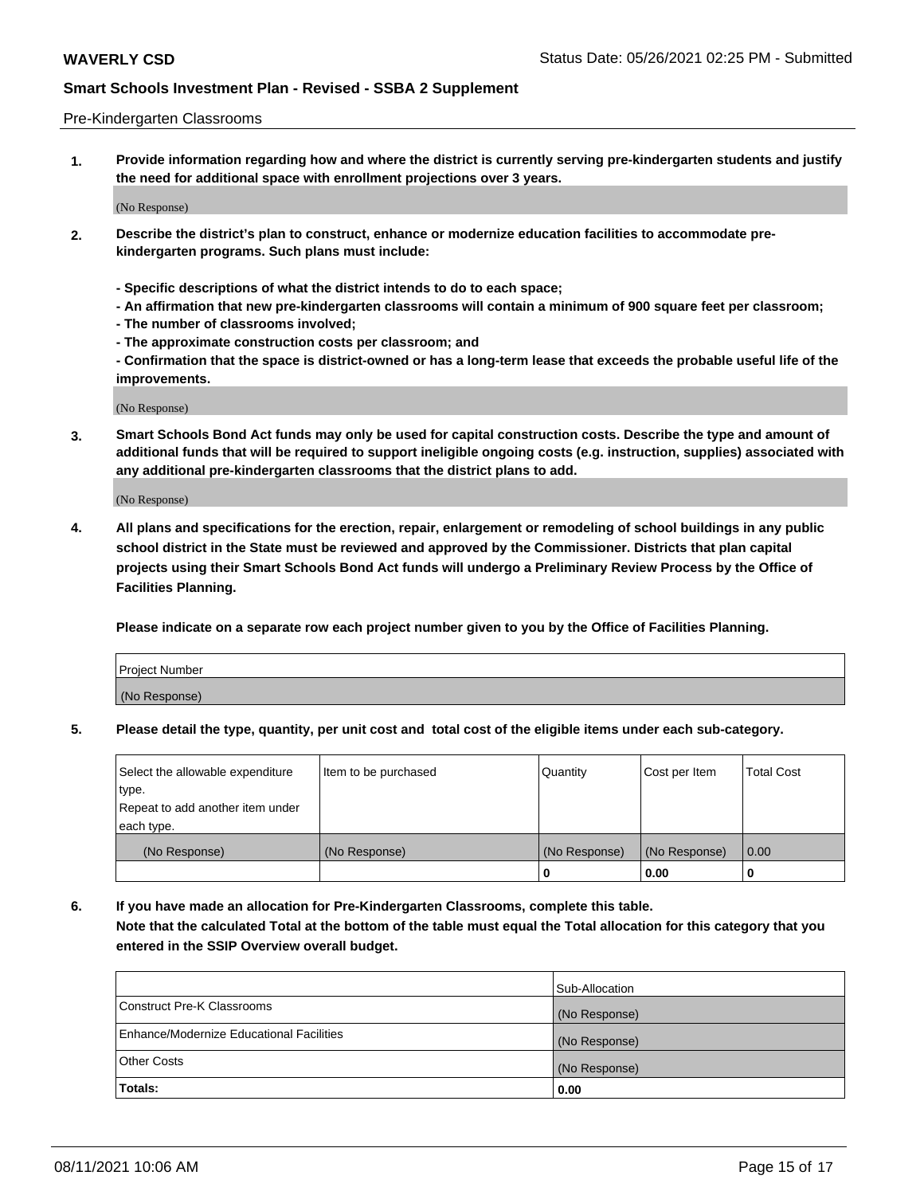Pre-Kindergarten Classrooms

**1. Provide information regarding how and where the district is currently serving pre-kindergarten students and justify the need for additional space with enrollment projections over 3 years.**

(No Response)

**2. Describe the district's plan to construct, enhance or modernize education facilities to accommodate pre-kindergarten programs. Such plans must include:**

**- Specific descriptions of what the district intends to do to each space;**
**- An affirmation that new pre-kindergarten classrooms will contain a minimum of 900 square feet per classroom;**
**- The number of classrooms involved;**
**- The approximate construction costs per classroom; and**
**- Confirmation that the space is district-owned or has a long-term lease that exceeds the probable useful life of the improvements.**

(No Response)

**3. Smart Schools Bond Act funds may only be used for capital construction costs. Describe the type and amount of additional funds that will be required to support ineligible ongoing costs (e.g. instruction, supplies) associated with any additional pre-kindergarten classrooms that the district plans to add.**

(No Response)

**4. All plans and specifications for the erection, repair, enlargement or remodeling of school buildings in any public school district in the State must be reviewed and approved by the Commissioner. Districts that plan capital projects using their Smart Schools Bond Act funds will undergo a Preliminary Review Process by the Office of Facilities Planning.**

**Please indicate on a separate row each project number given to you by the Office of Facilities Planning.**

| Project Number |
|---|
| (No Response) |

**5. Please detail the type, quantity, per unit cost and total cost of the eligible items under each sub-category.**

| Select the allowable expenditure type. Repeat to add another item under each type. | Item to be purchased | Quantity | Cost per Item | Total Cost |
|---|---|---|---|---|
| (No Response) | (No Response) | (No Response) | (No Response) | 0.00 |
| | | 0 | 0.00 | 0 |

**6. If you have made an allocation for Pre-Kindergarten Classrooms, complete this table. Note that the calculated Total at the bottom of the table must equal the Total allocation for this category that you entered in the SSIP Overview overall budget.**

| | Sub-Allocation |
|---|---|
| Construct Pre-K Classrooms | (No Response) |
| Enhance/Modernize Educational Facilities | (No Response) |
| Other Costs | (No Response) |
| **Totals:** | **0.00** |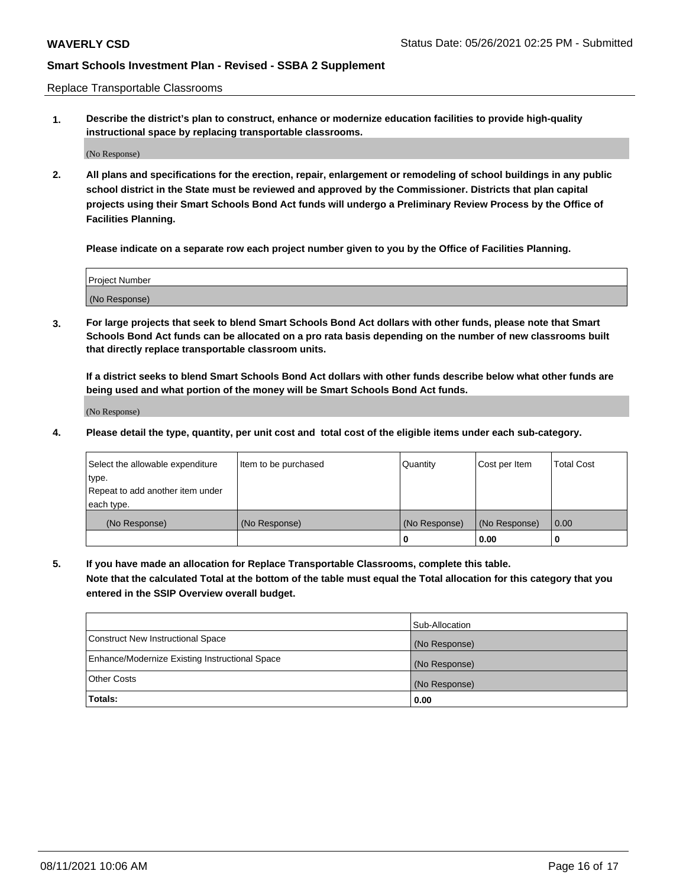Replace Transportable Classrooms

**1. Describe the district's plan to construct, enhance or modernize education facilities to provide high-quality instructional space by replacing transportable classrooms.**

(No Response)

**2. All plans and specifications for the erection, repair, enlargement or remodeling of school buildings in any public school district in the State must be reviewed and approved by the Commissioner. Districts that plan capital projects using their Smart Schools Bond Act funds will undergo a Preliminary Review Process by the Office of Facilities Planning.**

**Please indicate on a separate row each project number given to you by the Office of Facilities Planning.**

| Project Number |
|---|
| (No Response) |

**3. For large projects that seek to blend Smart Schools Bond Act dollars with other funds, please note that Smart Schools Bond Act funds can be allocated on a pro rata basis depending on the number of new classrooms built that directly replace transportable classroom units.**

**If a district seeks to blend Smart Schools Bond Act dollars with other funds describe below what other funds are being used and what portion of the money will be Smart Schools Bond Act funds.**

(No Response)

**4. Please detail the type, quantity, per unit cost and total cost of the eligible items under each sub-category.**

| Select the allowable expenditure type. Repeat to add another item under each type. | Item to be purchased | Quantity | Cost per Item | Total Cost |
|---|---|---|---|---|
| (No Response) | (No Response) | (No Response) | (No Response) | 0.00 |
| | | 0 | 0.00 | 0 |

**5. If you have made an allocation for Replace Transportable Classrooms, complete this table. Note that the calculated Total at the bottom of the table must equal the Total allocation for this category that you entered in the SSIP Overview overall budget.**

| | Sub-Allocation |
|---|---|
| Construct New Instructional Space | (No Response) |
| Enhance/Modernize Existing Instructional Space | (No Response) |
| Other Costs | (No Response) |
| **Totals:** | **0.00** |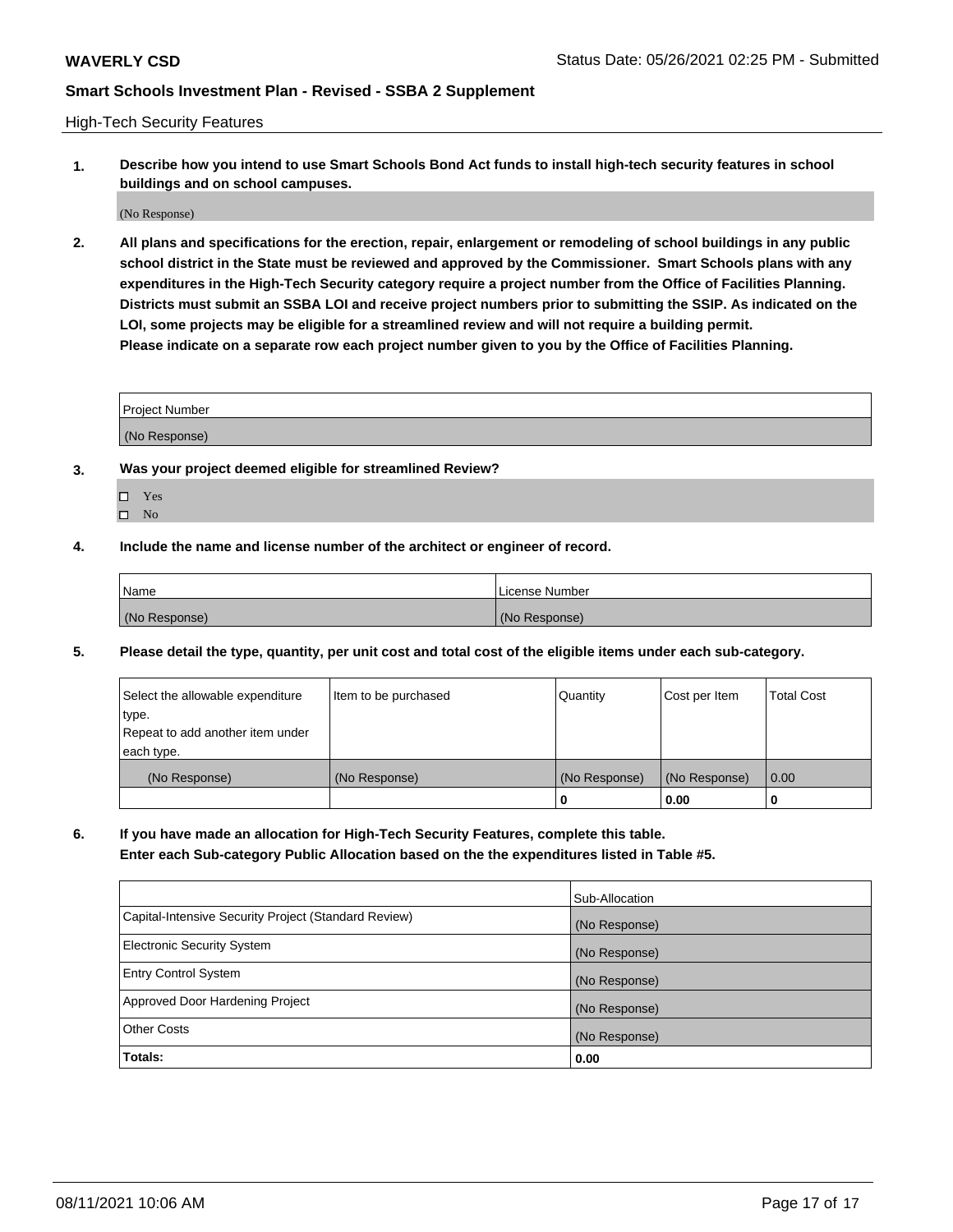**WAVERLY CSD** Status Date: 05/26/2021 02:25 PM - Submitted

**Smart Schools Investment Plan - Revised - SSBA 2 Supplement**

High-Tech Security Features

**1. Describe how you intend to use Smart Schools Bond Act funds to install high-tech security features in school buildings and on school campuses.**

(No Response)

**2. All plans and specifications for the erection, repair, enlargement or remodeling of school buildings in any public school district in the State must be reviewed and approved by the Commissioner. Smart Schools plans with any expenditures in the High-Tech Security category require a project number from the Office of Facilities Planning. Districts must submit an SSBA LOI and receive project numbers prior to submitting the SSIP. As indicated on the LOI, some projects may be eligible for a streamlined review and will not require a building permit.**
**Please indicate on a separate row each project number given to you by the Office of Facilities Planning.**

| Project Number |
| --- |
| (No Response) |

**3. Was your project deemed eligible for streamlined Review?**

- ☐ Yes
- ☐ No

**4. Include the name and license number of the architect or engineer of record.**

| Name | License Number |
| --- | --- |
| (No Response) | (No Response) |

**5. Please detail the type, quantity, per unit cost and total cost of the eligible items under each sub-category.**

| Select the allowable expenditure type. Repeat to add another item under each type. | Item to be purchased | Quantity | Cost per Item | Total Cost |
| --- | --- | --- | --- | --- |
| (No Response) | (No Response) | (No Response) | (No Response) | 0.00 |
| | | 0 | 0.00 | 0 |

**6. If you have made an allocation for High-Tech Security Features, complete this table.**
**Enter each Sub-category Public Allocation based on the the expenditures listed in Table #5.**

| | Sub-Allocation |
| --- | --- |
| Capital-Intensive Security Project (Standard Review) | (No Response) |
| Electronic Security System | (No Response) |
| Entry Control System | (No Response) |
| Approved Door Hardening Project | (No Response) |
| Other Costs | (No Response) |
| **Totals:** | **0.00** |

08/11/2021 10:06 AM